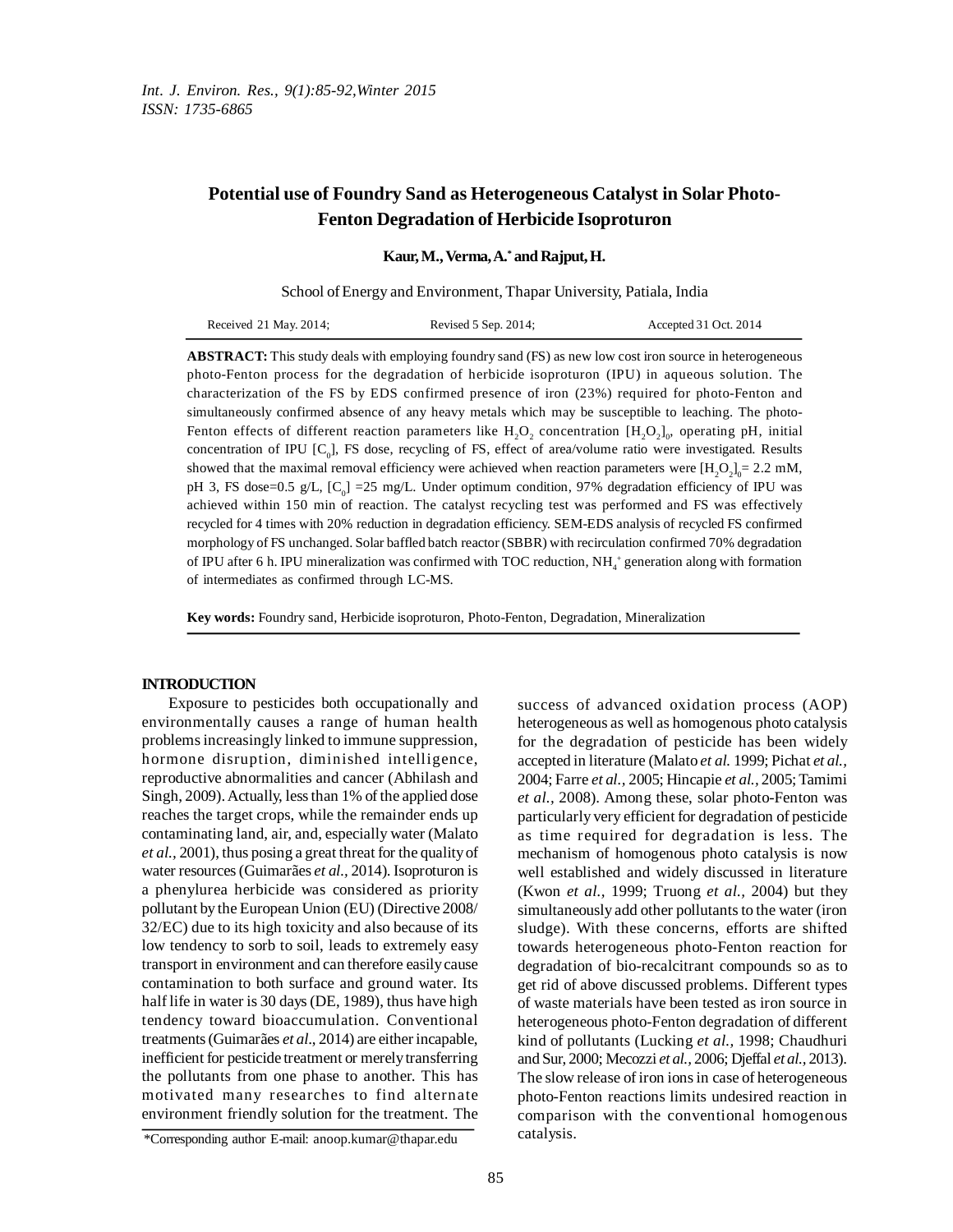# Potential use of Foundry Sand as Heterogeneous Catalyst in Solar Photo-Fenton Degradation of Herbicide Isoproturon

**Kaur, M., Verma, A.* and Rajput, H.**

School of Energy and Environment, Thapar University, Patiala, India

Received 21 May. 2014; Revised 5 Sep. 2014; Accepted 31 Oct. 2014

**ABSTRACT:** This study deals with employing foundry sand (FS) as new low cost iron source in heterogeneous photo-Fenton process for the degradation of herbicide isoproturon (IPU) in aqueous solution. The characterization of the FS by EDS confirmed presence of iron (23%) required for photo-Fenton and simultaneously confirmed absence of any heavy metals which may be susceptible to leaching. The photo-Fenton effects of different reaction parameters like $H_2O_2$ concentration $[H_2O_2]_0$, operating pH, initial concentration of IPU $[C_0]$, FS dose, recycling of FS, effect of area/volume ratio were investigated. Results showed that the maximal removal efficiency were achieved when reaction parameters were $[H_2O_2]_0$= 2.2 mM, pH 3, FS dose=0.5 g/L, $[C_0]$ =25 mg/L. Under optimum condition, 97% degradation efficiency of IPU was achieved within 150 min of reaction. The catalyst recycling test was performed and FS was effectively recycled for 4 times with 20% reduction in degradation efficiency. SEM-EDS analysis of recycled FS confirmed morphology of FS unchanged. Solar baffled batch reactor (SBBR) with recirculation confirmed 70% degradation of IPU after 6 h. IPU mineralization was confirmed with TOC reduction, $NH_4^+$ generation along with formation of intermediates as confirmed through LC-MS.

**Key words:** Foundry sand, Herbicide isoproturon, Photo-Fenton, Degradation, Mineralization

## INTRODUCTION

Exposure to pesticides both occupationally and environmentally causes a range of human health problems increasingly linked to immune suppression, hormone disruption, diminished intelligence, reproductive abnormalities and cancer (Abhilash and Singh, 2009). Actually, less than 1% of the applied dose reaches the target crops, while the remainder ends up contaminating land, air, and, especially water (Malato *et al.,* 2001), thus posing a great threat for the quality of water resources (Guimarães *et al.*, 2014). Isoproturon is a phenylurea herbicide was considered as priority pollutant by the European Union (EU) (Directive 2008/32/EC) due to its high toxicity and also because of its low tendency to sorb to soil, leads to extremely easy transport in environment and can therefore easily cause contamination to both surface and ground water. Its half life in water is 30 days (DE, 1989), thus have high tendency toward bioaccumulation. Conventional treatments (Guimarães *et al*., 2014) are either incapable, inefficient for pesticide treatment or merely transferring the pollutants from one phase to another. This has motivated many researches to find alternate environment friendly solution for the treatment. The success of advanced oxidation process (AOP) heterogeneous as well as homogenous photo catalysis for the degradation of pesticide has been widely accepted in literature (Malato *et al.* 1999; Pichat *et al.,* 2004; Farre *et al.,* 2005; Hincapie *et al.,* 2005; Tamimi *et al.,* 2008). Among these, solar photo-Fenton was particularly very efficient for degradation of pesticide as time required for degradation is less. The mechanism of homogenous photo catalysis is now well established and widely discussed in literature (Kwon *et al.,* 1999; Truong *et al.,* 2004) but they simultaneously add other pollutants to the water (iron sludge). With these concerns, efforts are shifted towards heterogeneous photo-Fenton reaction for degradation of bio-recalcitrant compounds so as to get rid of above discussed problems. Different types of waste materials have been tested as iron source in heterogeneous photo-Fenton degradation of different kind of pollutants (Lucking *et al.,* 1998; Chaudhuri and Sur, 2000; Mecozzi *et al.,* 2006; Djeffal *et al.,* 2013). The slow release of iron ions in case of heterogeneous photo-Fenton reactions limits undesired reaction in comparison with the conventional homogenous catalysis.

*Corresponding author E-mail: anoop.kumar@thapar.edu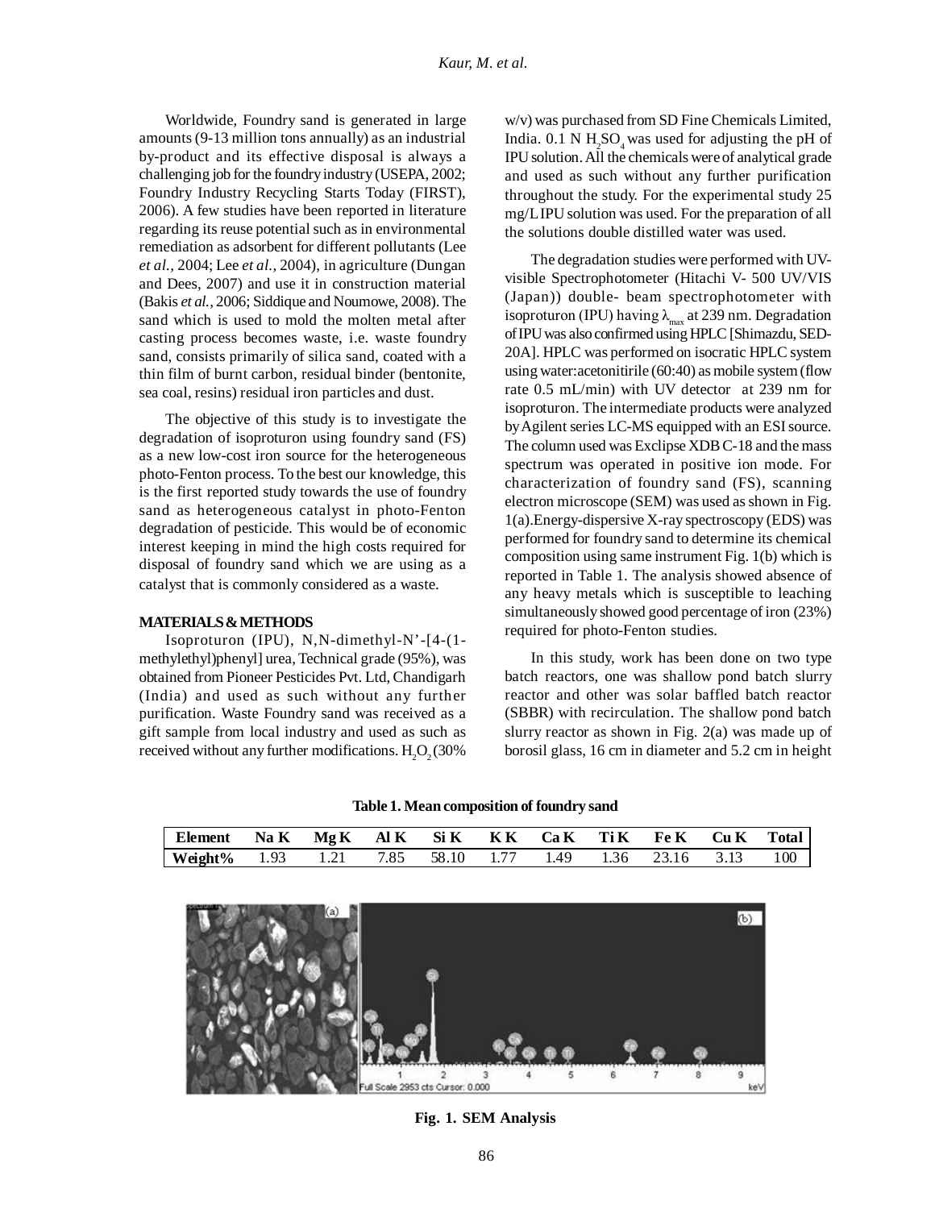Worldwide, Foundry sand is generated in large amounts (9-13 million tons annually) as an industrial by-product and its effective disposal is always a challenging job for the foundry industry (USEPA, 2002; Foundry Industry Recycling Starts Today (FIRST), 2006). A few studies have been reported in literature regarding its reuse potential such as in environmental remediation as adsorbent for different pollutants (Lee *et al.,* 2004; Lee *et al.,* 2004), in agriculture (Dungan and Dees, 2007) and use it in construction material (Bakis *et al.,* 2006; Siddique and Noumowe, 2008). The sand which is used to mold the molten metal after casting process becomes waste, i.e. waste foundry sand, consists primarily of silica sand, coated with a thin film of burnt carbon, residual binder (bentonite, sea coal, resins) residual iron particles and dust.

The objective of this study is to investigate the degradation of isoproturon using foundry sand (FS) as a new low-cost iron source for the heterogeneous photo-Fenton process. To the best our knowledge, this is the first reported study towards the use of foundry sand as heterogeneous catalyst in photo-Fenton degradation of pesticide. This would be of economic interest keeping in mind the high costs required for disposal of foundry sand which we are using as a catalyst that is commonly considered as a waste.

## MATERIALS & METHODS

Isoproturon (IPU), N,N-dimethyl-N'-[4-(1-methylethyl)phenyl] urea, Technical grade (95%), was obtained from Pioneer Pesticides Pvt. Ltd, Chandigarh (India) and used as such without any further purification. Waste Foundry sand was received as a gift sample from local industry and used as such as received without any further modifications. $H_2O_2$ (30% w/v) was purchased from SD Fine Chemicals Limited, India. 0.1 N $H_2SO_4$ was used for adjusting the pH of IPU solution. All the chemicals were of analytical grade and used as such without any further purification throughout the study. For the experimental study 25 mg/L IPU solution was used. For the preparation of all the solutions double distilled water was used.

The degradation studies were performed with UV-visible Spectrophotometer (Hitachi V- 500 UV/VIS (Japan)) double- beam spectrophotometer with isoproturon (IPU) having $\lambda_{max}$ at 239 nm. Degradation of IPU was also confirmed using HPLC [Shimazdu, SED-20A]. HPLC was performed on isocratic HPLC system using water:acetonitirile (60:40) as mobile system (flow rate 0.5 mL/min) with UV detector at 239 nm for isoproturon. The intermediate products were analyzed by Agilent series LC-MS equipped with an ESI source. The column used was Exclipse XDB C-18 and the mass spectrum was operated in positive ion mode. For characterization of foundry sand (FS), scanning electron microscope (SEM) was used as shown in Fig. 1(a).Energy-dispersive X-ray spectroscopy (EDS) was performed for foundry sand to determine its chemical composition using same instrument Fig. 1(b) which is reported in Table 1. The analysis showed absence of any heavy metals which is susceptible to leaching simultaneously showed good percentage of iron (23%) required for photo-Fenton studies.

In this study, work has been done on two type batch reactors, one was shallow pond batch slurry reactor and other was solar baffled batch reactor (SBBR) with recirculation. The shallow pond batch slurry reactor as shown in Fig. 2(a) was made up of borosil glass, 16 cm in diameter and 5.2 cm in height

**Table 1. Mean composition of foundry sand**

| Element | Na K | Mg K | Al K | Si K | K K | Ca K | Ti K | Fe K | Cu K | Total |
|---|---|---|---|---|---|---|---|---|---|---|
| Weight% | 1.93 | 1.21 | 7.85 | 58.10 | 1.77 | 1.49 | 1.36 | 23.16 | 3.13 | 100 |

**Fig. 1. SEM Analysis**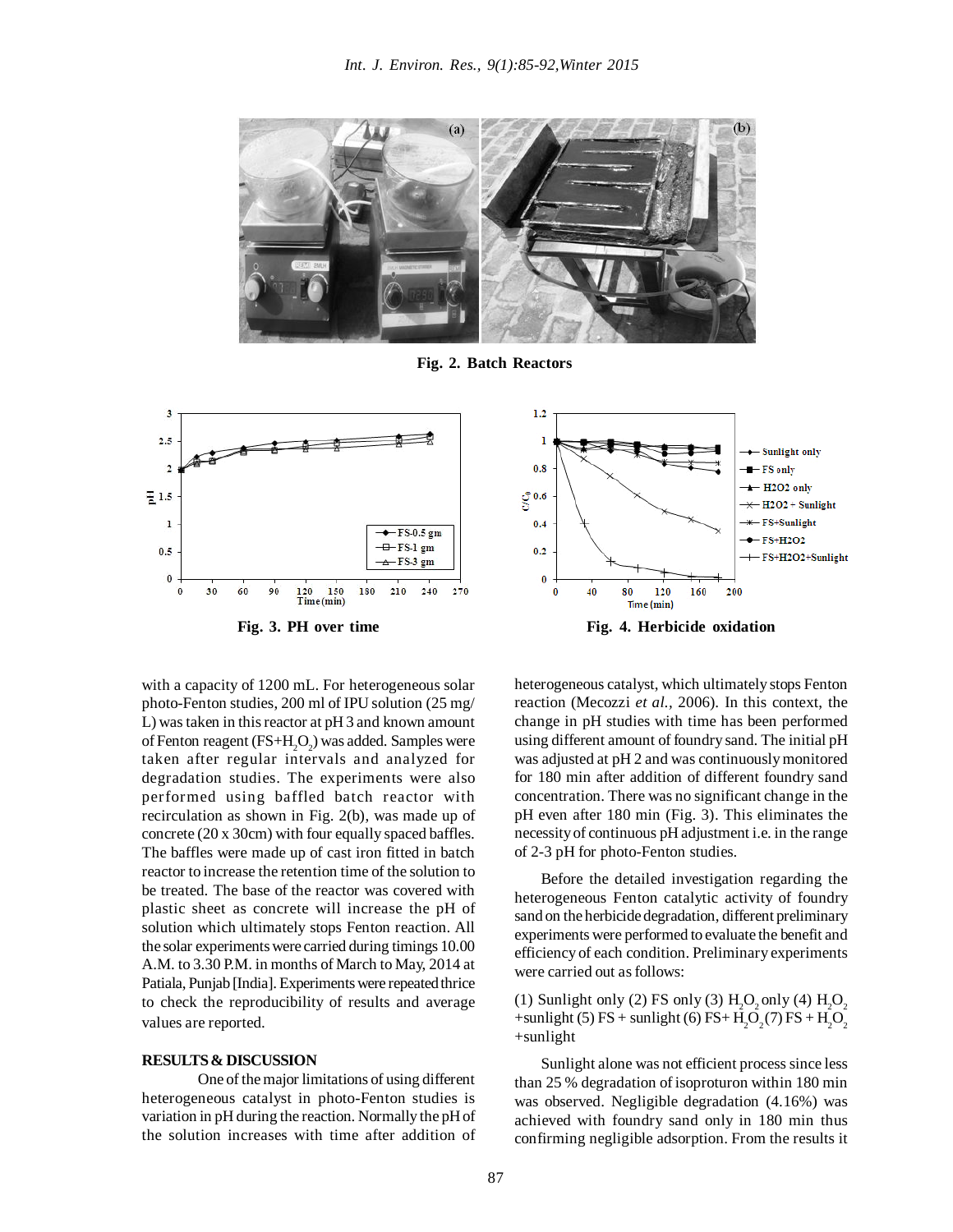Fig. 2. Batch Reactors

Fig. 3. PH over time

Fig. 4. Herbicide oxidation

with a capacity of 1200 mL. For heterogeneous solar photo-Fenton studies, 200 ml of IPU solution (25 mg/L) was taken in this reactor at pH 3 and known amount of Fenton reagent (FS+$H_2O_2$) was added. Samples were taken after regular intervals and analyzed for degradation studies. The experiments were also performed using baffled batch reactor with recirculation as shown in Fig. 2(b), was made up of concrete (20 x 30cm) with four equally spaced baffles. The baffles were made up of cast iron fitted in batch reactor to increase the retention time of the solution to be treated. The base of the reactor was covered with plastic sheet as concrete will increase the pH of solution which ultimately stops Fenton reaction. All the solar experiments were carried during timings 10.00 A.M. to 3.30 P.M. in months of March to May, 2014 at Patiala, Punjab [India]. Experiments were repeated thrice to check the reproducibility of results and average values are reported.

## RESULTS & DISCUSSION

One of the major limitations of using different heterogeneous catalyst in photo-Fenton studies is variation in pH during the reaction. Normally the pH of the solution increases with time after addition of heterogeneous catalyst, which ultimately stops Fenton reaction (Mecozzi *et al.*, 2006). In this context, the change in pH studies with time has been performed using different amount of foundry sand. The initial pH was adjusted at pH 2 and was continuously monitored for 180 min after addition of different foundry sand concentration. There was no significant change in the pH even after 180 min (Fig. 3). This eliminates the necessity of continuous pH adjustment i.e. in the range of 2-3 pH for photo-Fenton studies.

Before the detailed investigation regarding the heterogeneous Fenton catalytic activity of foundry sand on the herbicide degradation, different preliminary experiments were performed to evaluate the benefit and efficiency of each condition. Preliminary experiments were carried out as follows:

(1) Sunlight only (2) FS only (3) $H_2O_2$ only (4) $H_2O_2$ +sunlight (5) FS + sunlight (6) FS+ $H_2O_2$ (7) FS + $H_2O_2$ +sunlight

Sunlight alone was not efficient process since less than 25 % degradation of isoproturon within 180 min was observed. Negligible degradation (4.16%) was achieved with foundry sand only in 180 min thus confirming negligible adsorption. From the results it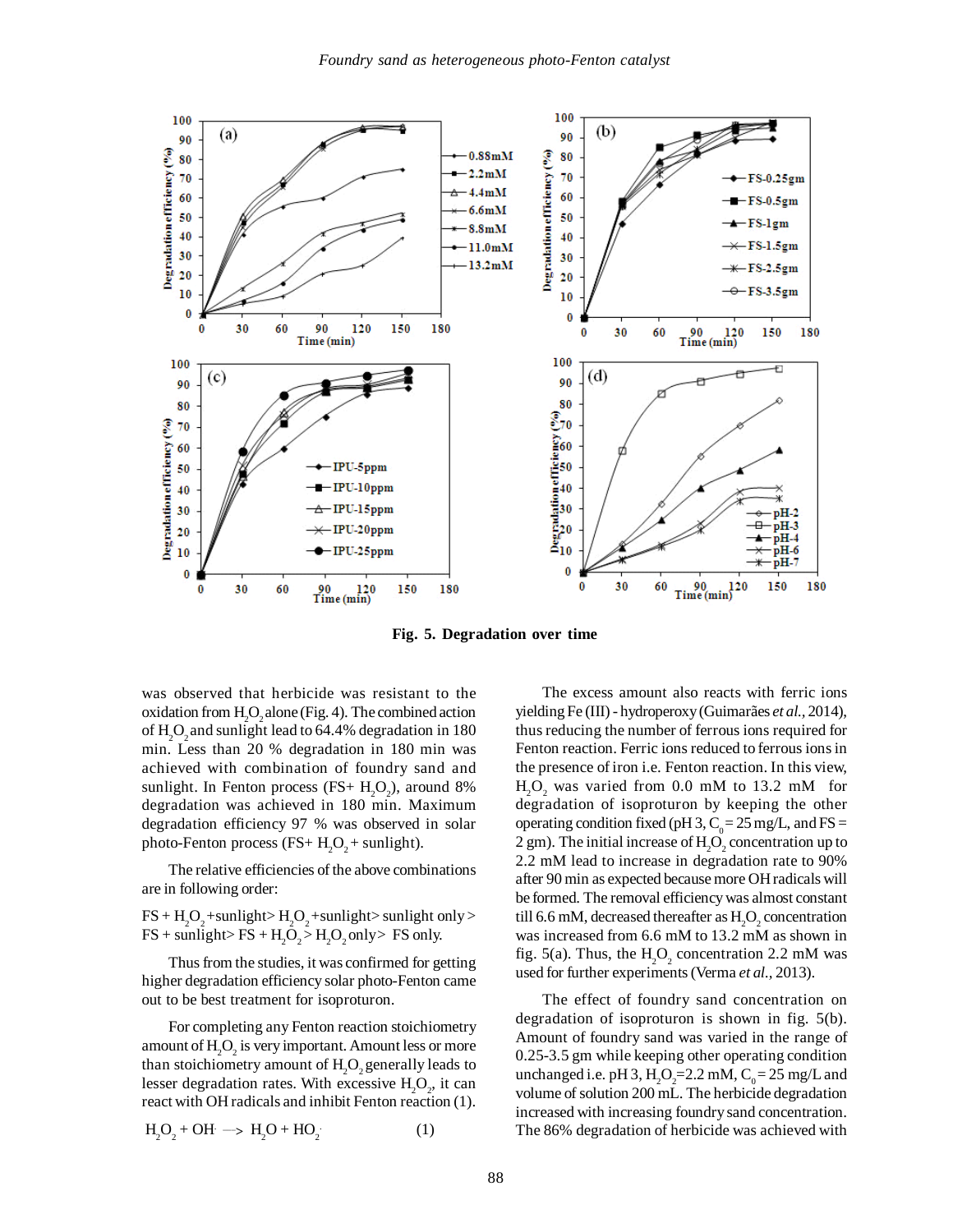Fig. 5. Degradation over time

was observed that herbicide was resistant to the oxidation from $H_2O_2$ alone (Fig. 4). The combined action of $H_2O_2$ and sunlight lead to 64.4% degradation in 180 min. Less than 20 % degradation in 180 min was achieved with combination of foundry sand and sunlight. In Fenton process (FS+ $H_2O_2$), around 8% degradation was achieved in 180 min. Maximum degradation efficiency 97 % was observed in solar photo-Fenton process (FS+ $H_2O_2$ + sunlight).

The relative efficiencies of the above combinations are in following order:

FS + $H_2O_2$ +sunlight> $H_2O_2$ +sunlight> sunlight only > FS + sunlight> FS + $H_2O_2$ > $H_2O_2$ only> FS only.

Thus from the studies, it was confirmed for getting higher degradation efficiency solar photo-Fenton came out to be best treatment for isoproturon.

For completing any Fenton reaction stoichiometry amount of $H_2O_2$ is very important. Amount less or more than stoichiometry amount of $H_2O_2$ generally leads to lesser degradation rates. With excessive $H_2O_2$, it can react with OH radicals and inhibit Fenton reaction (1).

$$H_2O_2 + OH^{\cdot} \longrightarrow H_2O + HO_2^{\cdot} \qquad (1)$$

The excess amount also reacts with ferric ions yielding Fe (III) - hydroperoxy (Guimarães *et al.*, 2014), thus reducing the number of ferrous ions required for Fenton reaction. Ferric ions reduced to ferrous ions in the presence of iron i.e. Fenton reaction. In this view, $H_2O_2$ was varied from 0.0 mM to 13.2 mM for degradation of isoproturon by keeping the other operating condition fixed (pH 3, $C_0$ = 25 mg/L, and FS = 2 gm). The initial increase of $H_2O_2$ concentration up to 2.2 mM lead to increase in degradation rate to 90% after 90 min as expected because more OH radicals will be formed. The removal efficiency was almost constant till 6.6 mM, decreased thereafter as $H_2O_2$ concentration was increased from 6.6 mM to 13.2 mM as shown in fig. 5(a). Thus, the $H_2O_2$ concentration 2.2 mM was used for further experiments (Verma *et al.*, 2013).

The effect of foundry sand concentration on degradation of isoproturon is shown in fig. 5(b). Amount of foundry sand was varied in the range of 0.25-3.5 gm while keeping other operating condition unchanged i.e. pH 3, $H_2O_2$=2.2 mM, $C_0$ = 25 mg/L and volume of solution 200 mL. The herbicide degradation increased with increasing foundry sand concentration. The 86% degradation of herbicide was achieved with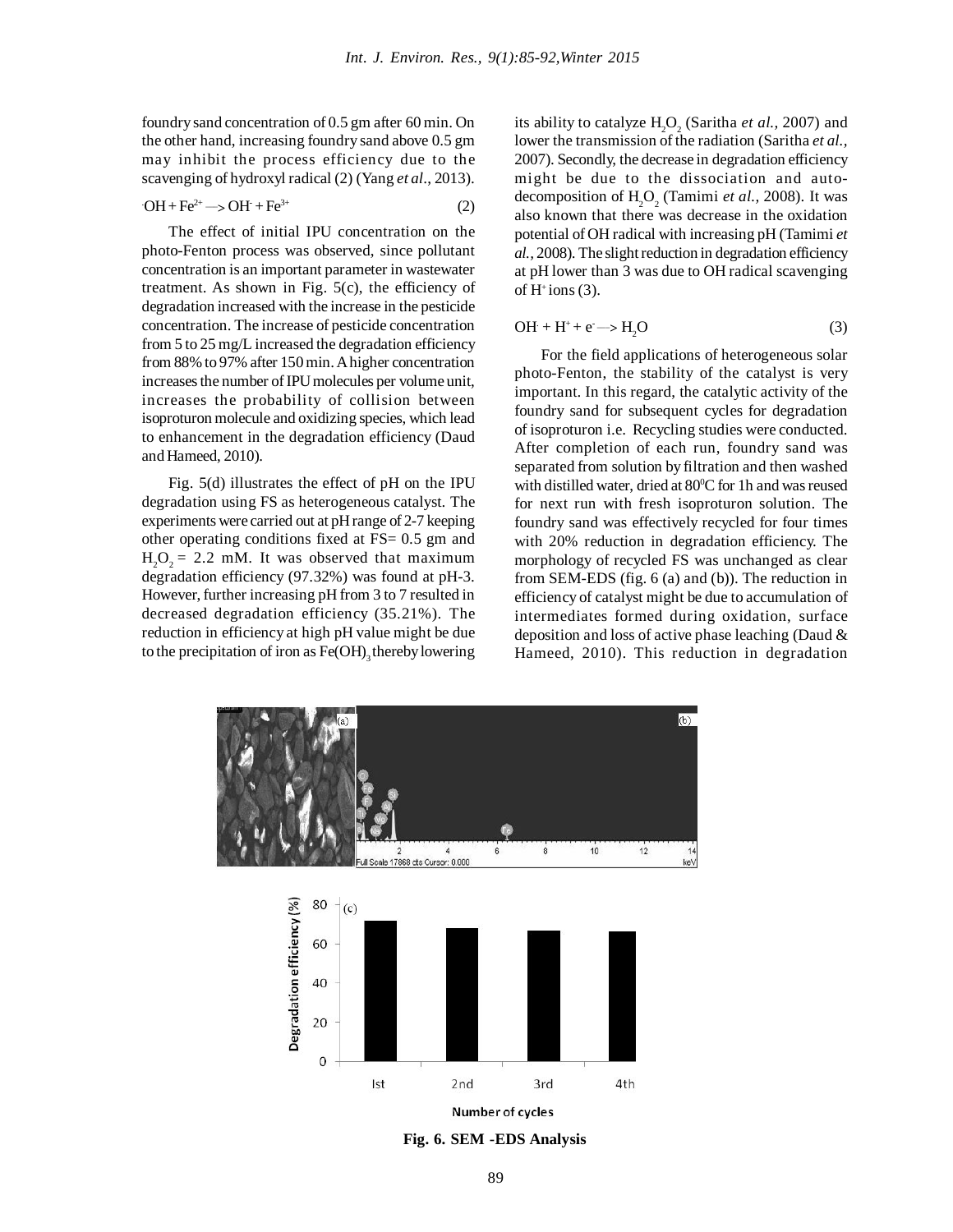foundry sand concentration of 0.5 gm after 60 min. On the other hand, increasing foundry sand above 0.5 gm may inhibit the process efficiency due to the scavenging of hydroxyl radical (2) (Yang *et al*., 2013).

$$^{\cdot}OH + Fe^{2+} \longrightarrow OH^{-} + Fe^{3+} \quad (2)$$

The effect of initial IPU concentration on the photo-Fenton process was observed, since pollutant concentration is an important parameter in wastewater treatment. As shown in Fig. 5(c), the efficiency of degradation increased with the increase in the pesticide concentration. The increase of pesticide concentration from 5 to 25 mg/L increased the degradation efficiency from 88% to 97% after 150 min. A higher concentration increases the number of IPU molecules per volume unit, increases the probability of collision between isoproturon molecule and oxidizing species, which lead to enhancement in the degradation efficiency (Daud and Hameed, 2010).

Fig. 5(d) illustrates the effect of pH on the IPU degradation using FS as heterogeneous catalyst. The experiments were carried out at pH range of 2-7 keeping other operating conditions fixed at FS= 0.5 gm and $H_2O_2$ = 2.2 mM. It was observed that maximum degradation efficiency (97.32%) was found at pH-3. However, further increasing pH from 3 to 7 resulted in decreased degradation efficiency (35.21%). The reduction in efficiency at high pH value might be due to the precipitation of iron as $Fe(OH)_3$ thereby lowering its ability to catalyze $H_2O_2$ (Saritha *et al.,* 2007) and lower the transmission of the radiation (Saritha *et al.,* 2007). Secondly, the decrease in degradation efficiency might be due to the dissociation and auto-decomposition of $H_2O_2$ (Tamimi *et al.,* 2008). It was also known that there was decrease in the oxidation potential of OH radical with increasing pH (Tamimi *et al.,* 2008). The slight reduction in degradation efficiency at pH lower than 3 was due to OH radical scavenging of $H^{+}$ ions (3).

$$OH^{\cdot} + H^{+} + e^{-} \longrightarrow H_2O \quad (3)$$

For the field applications of heterogeneous solar photo-Fenton, the stability of the catalyst is very important. In this regard, the catalytic activity of the foundry sand for subsequent cycles for degradation of isoproturon i.e. Recycling studies were conducted. After completion of each run, foundry sand was separated from solution by filtration and then washed with distilled water, dried at 80$^{0}$C for 1h and was reused for next run with fresh isoproturon solution. The foundry sand was effectively recycled for four times with 20% reduction in degradation efficiency. The morphology of recycled FS was unchanged as clear from SEM-EDS (fig. 6 (a) and (b)). The reduction in efficiency of catalyst might be due to accumulation of intermediates formed during oxidation, surface deposition and loss of active phase leaching (Daud & Hameed, 2010). This reduction in degradation

**Fig. 6. SEM -EDS Analysis**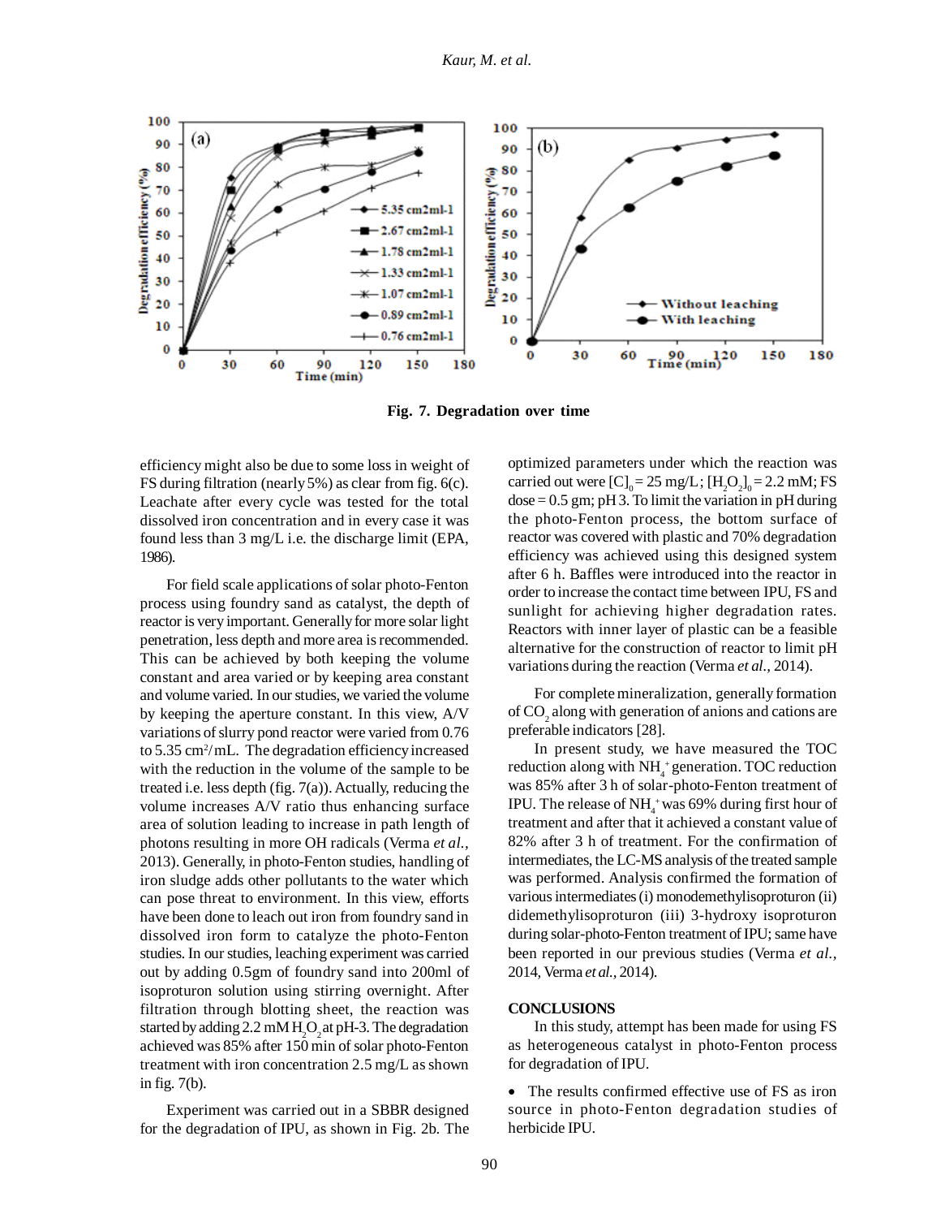Fig. 7. Degradation over time

efficiency might also be due to some loss in weight of FS during filtration (nearly 5%) as clear from fig. 6(c). Leachate after every cycle was tested for the total dissolved iron concentration and in every case it was found less than 3 mg/L i.e. the discharge limit (EPA, 1986).

For field scale applications of solar photo-Fenton process using foundry sand as catalyst, the depth of reactor is very important. Generally for more solar light penetration, less depth and more area is recommended. This can be achieved by both keeping the volume constant and area varied or by keeping area constant and volume varied. In our studies, we varied the volume by keeping the aperture constant. In this view, A/V variations of slurry pond reactor were varied from 0.76 to 5.35 $cm^2/mL$. The degradation efficiency increased with the reduction in the volume of the sample to be treated i.e. less depth (fig. 7(a)). Actually, reducing the volume increases A/V ratio thus enhancing surface area of solution leading to increase in path length of photons resulting in more OH radicals (Verma *et al.*, 2013). Generally, in photo-Fenton studies, handling of iron sludge adds other pollutants to the water which can pose threat to environment. In this view, efforts have been done to leach out iron from foundry sand in dissolved iron form to catalyze the photo-Fenton studies. In our studies, leaching experiment was carried out by adding 0.5gm of foundry sand into 200ml of isoproturon solution using stirring overnight. After filtration through blotting sheet, the reaction was started by adding 2.2 mM $H_2O_2$ at pH-3. The degradation achieved was 85% after 150 min of solar photo-Fenton treatment with iron concentration 2.5 mg/L as shown in fig. 7(b).

Experiment was carried out in a SBBR designed for the degradation of IPU, as shown in Fig. 2b. The optimized parameters under which the reaction was carried out were $[C]_0 = 25$ mg/L; $[H_2O_2]_0 = 2.2$ mM; FS dose = 0.5 gm; pH 3. To limit the variation in pH during the photo-Fenton process, the bottom surface of reactor was covered with plastic and 70% degradation efficiency was achieved using this designed system after 6 h. Baffles were introduced into the reactor in order to increase the contact time between IPU, FS and sunlight for achieving higher degradation rates. Reactors with inner layer of plastic can be a feasible alternative for the construction of reactor to limit pH variations during the reaction (Verma *et al.*, 2014).

For complete mineralization, generally formation of $CO_2$ along with generation of anions and cations are preferable indicators [28].

In present study, we have measured the TOC reduction along with $NH_4^+$ generation. TOC reduction was 85% after 3 h of solar-photo-Fenton treatment of IPU. The release of $NH_4^+$ was 69% during first hour of treatment and after that it achieved a constant value of 82% after 3 h of treatment. For the confirmation of intermediates, the LC-MS analysis of the treated sample was performed. Analysis confirmed the formation of various intermediates (i) monodemethylisoproturon (ii) didemethylisoproturon (iii) 3-hydroxy isoproturon during solar-photo-Fenton treatment of IPU; same have been reported in our previous studies (Verma *et al.*, 2014, Verma *et al.*, 2014).

## CONCLUSIONS

In this study, attempt has been made for using FS as heterogeneous catalyst in photo-Fenton process for degradation of IPU.

- The results confirmed effective use of FS as iron source in photo-Fenton degradation studies of herbicide IPU.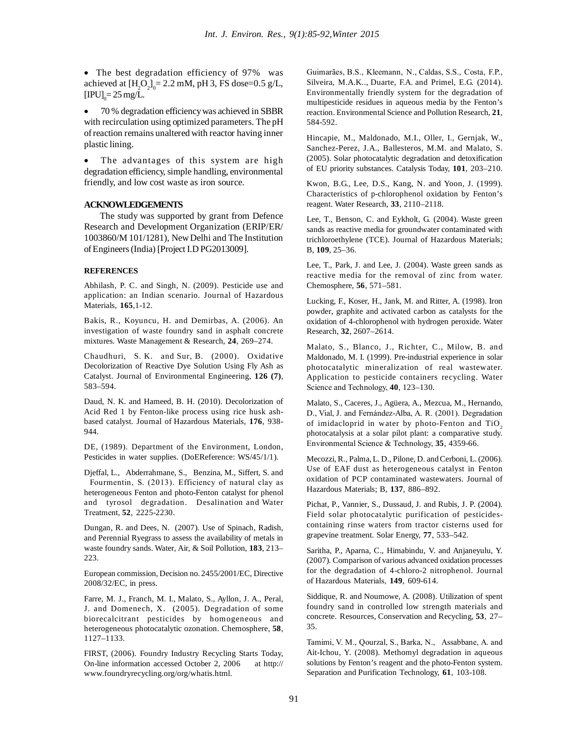- The best degradation efficiency of 97% was achieved at $[H_2O_2]_0$ = 2.2 mM, pH 3, FS dose=0.5 g/L, $[IPU]_0$ = 25 mg/L.
- 70 % degradation efficiency was achieved in SBBR with recirculation using optimized parameters. The pH of reaction remains unaltered with reactor having inner plastic lining.
- The advantages of this system are high degradation efficiency, simple handling, environmental friendly, and low cost waste as iron source.

## ACKNOWLEDGEMENTS

The study was supported by grant from Defence Research and Development Organization (ERIP/ER/1003860/M 101/1281), New Delhi and The Institution of Engineers (India) [Project I.D PG2013009].

## REFERENCES

Abhilash, P. C. and Singh, N. (2009). Pesticide use and application: an Indian scenario. Journal of Hazardous Materials, **165**,1-12.

Bakis, R., Koyuncu, H. and Demirbas, A. (2006). An investigation of waste foundry sand in asphalt concrete mixtures. Waste Management & Research, **24**, 269–274.

Chaudhuri, S. K. and Sur, B. (2000). Oxidative Decolorization of Reactive Dye Solution Using Fly Ash as Catalyst. Journal of Environmental Engineering, **126 (7)**, 583–594.

Daud, N. K. and Hameed, B. H. (2010). Decolorization of Acid Red 1 by Fenton-like process using rice husk ash-based catalyst. Journal of Hazardous Materials, **176**, 938-944.

DE, (1989). Department of the Environment, London, Pesticides in water supplies. (DoEReference: WS/45/1/1).

Djeffal, L., Abderrahmane, S., Benzina, M., Siffert, S. and Fourmentin, S. (2013). Efficiency of natural clay as heterogeneous Fenton and photo-Fenton catalyst for phenol and tyrosol degradation. Desalination and Water Treatment, **52**, 2225-2230.

Dungan, R. and Dees, N. (2007). Use of Spinach, Radish, and Perennial Ryegrass to assess the availability of metals in waste foundry sands. Water, Air, & Soil Pollution, **183**, 213–223.

European commission, Decision no. 2455/2001/EC, Directive 2008/32/EC, in press.

Farre, M. J., Franch, M. I., Malato, S., Ayllon, J. A., Peral, J. and Domenech, X. (2005). Degradation of some biorecalcitrant pesticides by homogeneous and heterogeneous photocatalytic ozonation. Chemosphere, **58**, 1127–1133.

FIRST, (2006). Foundry Industry Recycling Starts Today, On-line information accessed October 2, 2006 at http://www.foundryrecycling.org/org/whatis.html.

Guimarães, B.S., Kleemann, N., Caldas, S.S., Costa, F.P., Silveira, M.A.K.., Duarte, F.A. and Primel, E.G. (2014). Environmentally friendly system for the degradation of multipesticide residues in aqueous media by the Fenton's reaction. Environmental Science and Pollution Research, **21**, 584-592.

Hincapie, M., Maldonado, M.I., Oller, I., Gernjak, W., Sanchez-Perez, J.A., Ballesteros, M.M. and Malato, S. (2005). Solar photocatalytic degradation and detoxification of EU priority substances. Catalysis Today, **101**, 203–210.

Kwon, B.G., Lee, D.S., Kang, N. and Yoon, J. (1999). Characteristics of p-chlorophenol oxidation by Fenton's reagent. Water Research, **33**, 2110–2118.

Lee, T., Benson, C. and Eykholt, G. (2004). Waste green sands as reactive media for groundwater contaminated with trichloroethylene (TCE). Journal of Hazardous Materials; B, **109**, 25–36.

Lee, T., Park, J. and Lee, J. (2004). Waste green sands as reactive media for the removal of zinc from water. Chemosphere, **56**, 571–581.

Lucking, F., Koser, H., Jank, M. and Ritter, A. (1998). Iron powder, graphite and activated carbon as catalysts for the oxidation of 4-chlorophenol with hydrogen peroxide. Water Research, **32**, 2607–2614.

Malato, S., Blanco, J., Richter, C., Milow, B. and Maldonado, M. I. (1999). Pre-industrial experience in solar photocatalytic mineralization of real wastewater. Application to pesticide containers recycling. Water Science and Technology, **40**, 123–130.

Malato, S., Caceres, J., Agüera, A., Mezcua, M., Hernando, D., Vial, J. and Fernández-Alba, A. R. (2001). Degradation of imidacloprid in water by photo-Fenton and $TiO_2$ photocatalysis at a solar pilot plant: a comparative study. Environmental Science & Technology, **35**, 4359-66.

Mecozzi, R., Palma, L. D., Pilone, D. and Cerboni, L. (2006). Use of EAF dust as heterogeneous catalyst in Fenton oxidation of PCP contaminated wastewaters. Journal of Hazardous Materials; B, **137**, 886–892.

Pichat, P., Vannier, S., Dussaud, J. and Rubis, J. P. (2004). Field solar photocatalytic purification of pesticides-containing rinse waters from tractor cisterns used for grapevine treatment. Solar Energy, **77**, 533–542.

Saritha, P., Aparna, C., Himabindu, V. and Anjaneyulu, Y. (2007). Comparison of various advanced oxidation processes for the degradation of 4-chloro-2 nitrophenol. Journal of Hazardous Materials, **149**, 609-614.

Siddique, R. and Noumowe, A. (2008). Utilization of spent foundry sand in controlled low strength materials and concrete. Resources, Conservation and Recycling, **53**, 27–35.

Tamimi, V. M., Qourzal, S., Barka, N., Assabbane, A. and Ait-Ichou, Y. (2008). Methomyl degradation in aqueous solutions by Fenton's reagent and the photo-Fenton system. Separation and Purification Technology, **61**, 103-108.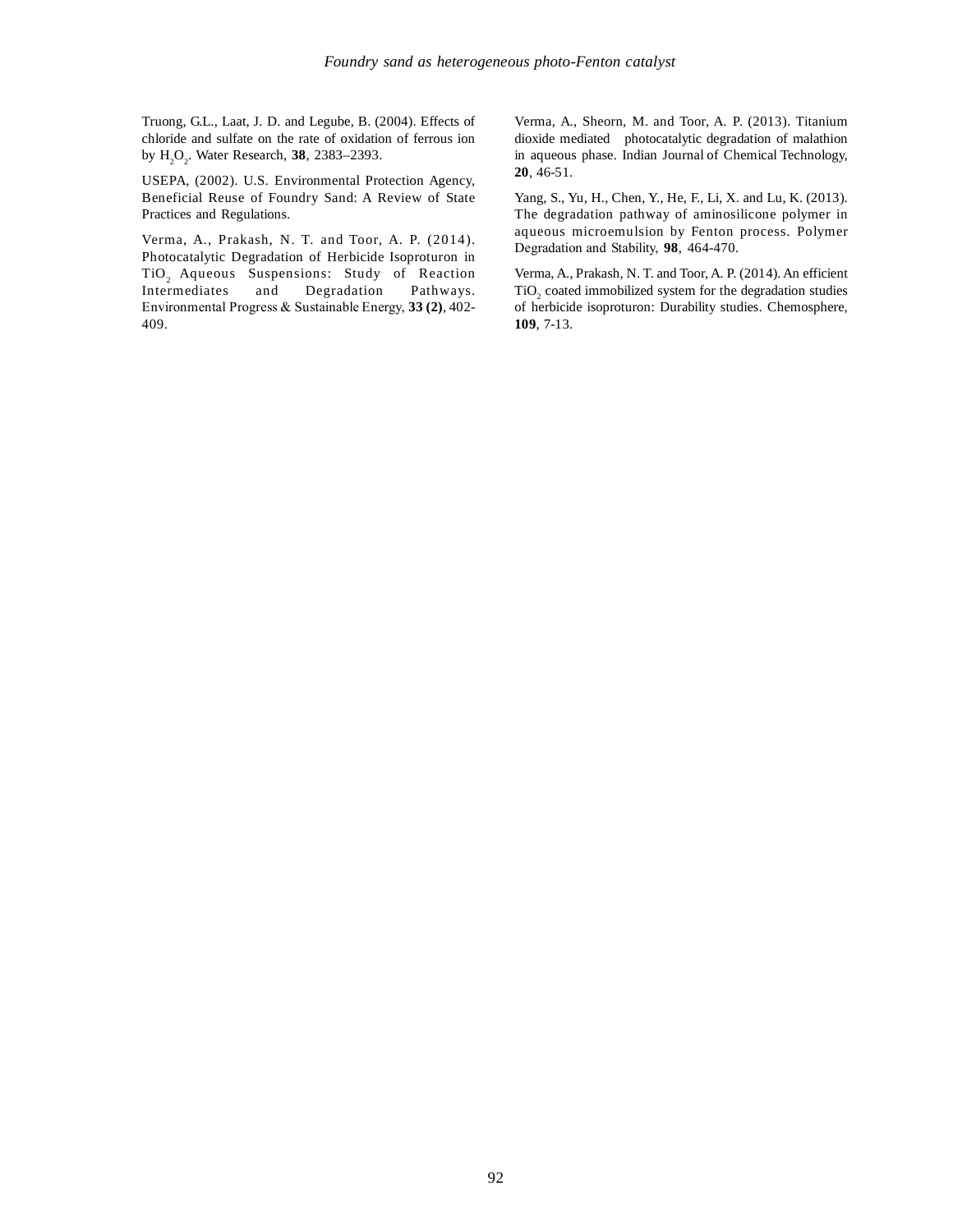Truong, G.L., Laat, J. D. and Legube, B. (2004). Effects of chloride and sulfate on the rate of oxidation of ferrous ion by $H_2O_2$. Water Research, **38**, 2383–2393.

USEPA, (2002). U.S. Environmental Protection Agency, Beneficial Reuse of Foundry Sand: A Review of State Practices and Regulations.

Verma, A., Prakash, N. T. and Toor, A. P. (2014). Photocatalytic Degradation of Herbicide Isoproturon in $TiO_2$ Aqueous Suspensions: Study of Reaction Intermediates and Degradation Pathways. Environmental Progress & Sustainable Energy, **33 (2)**, 402-409.

Verma, A., Sheorn, M. and Toor, A. P. (2013). Titanium dioxide mediated photocatalytic degradation of malathion in aqueous phase. Indian Journal of Chemical Technology, **20**, 46-51.

Yang, S., Yu, H., Chen, Y., He, F., Li, X. and Lu, K. (2013). The degradation pathway of aminosilicone polymer in aqueous microemulsion by Fenton process. Polymer Degradation and Stability, **98**, 464-470.

Verma, A., Prakash, N. T. and Toor, A. P. (2014). An efficient $TiO_2$ coated immobilized system for the degradation studies of herbicide isoproturon: Durability studies. Chemosphere, **109**, 7-13.